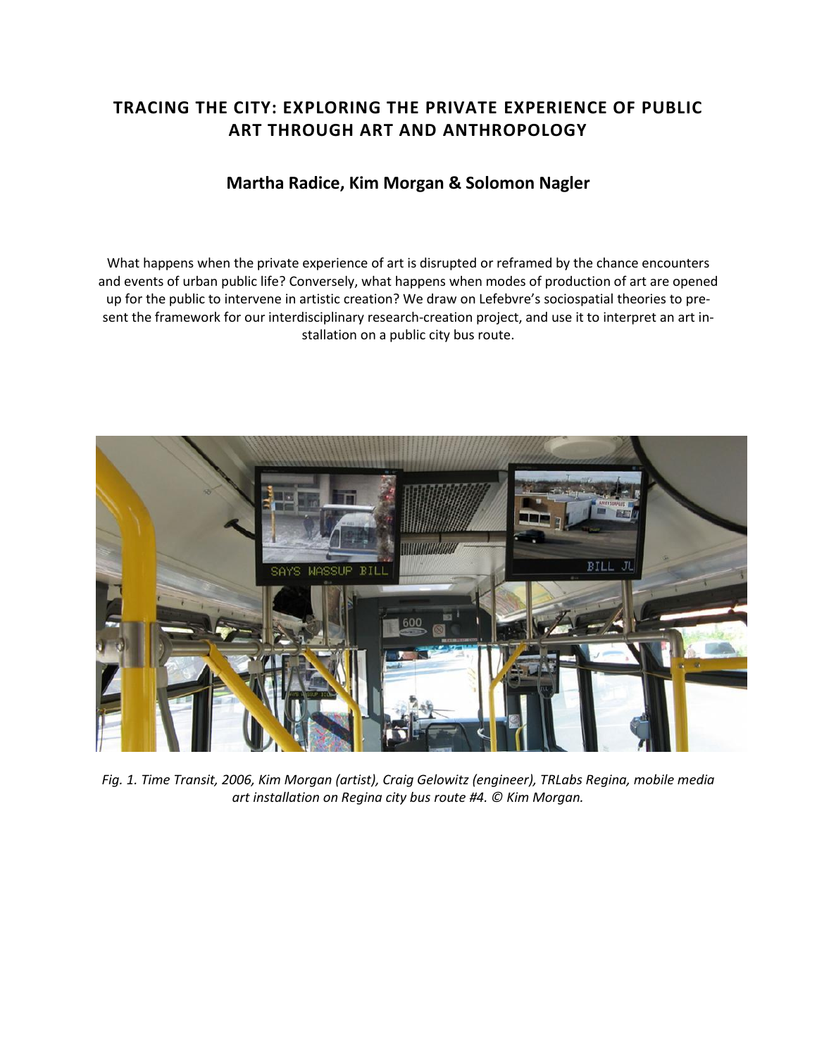# TRACING THE CITY: EXPLORING THE PRIVATE EXPERIENCE OF PUBLIC ART THROUGH ART AND ANTHROPOLOGY

**Martha Radice, Kim Morgan & Solomon Nagler**

What happens when the private experience of art is disrupted or reframed by the chance encounters and events of urban public life? Conversely, what happens when modes of production of art are opened up for the public to intervene in artistic creation? We draw on Lefebvre's sociospatial theories to present the framework for our interdisciplinary research-creation project, and use it to interpret an art installation on a public city bus route.

*Fig. 1. Time Transit, 2006, Kim Morgan (artist), Craig Gelowitz (engineer), TRLabs Regina, mobile media art installation on Regina city bus route #4. © Kim Morgan.*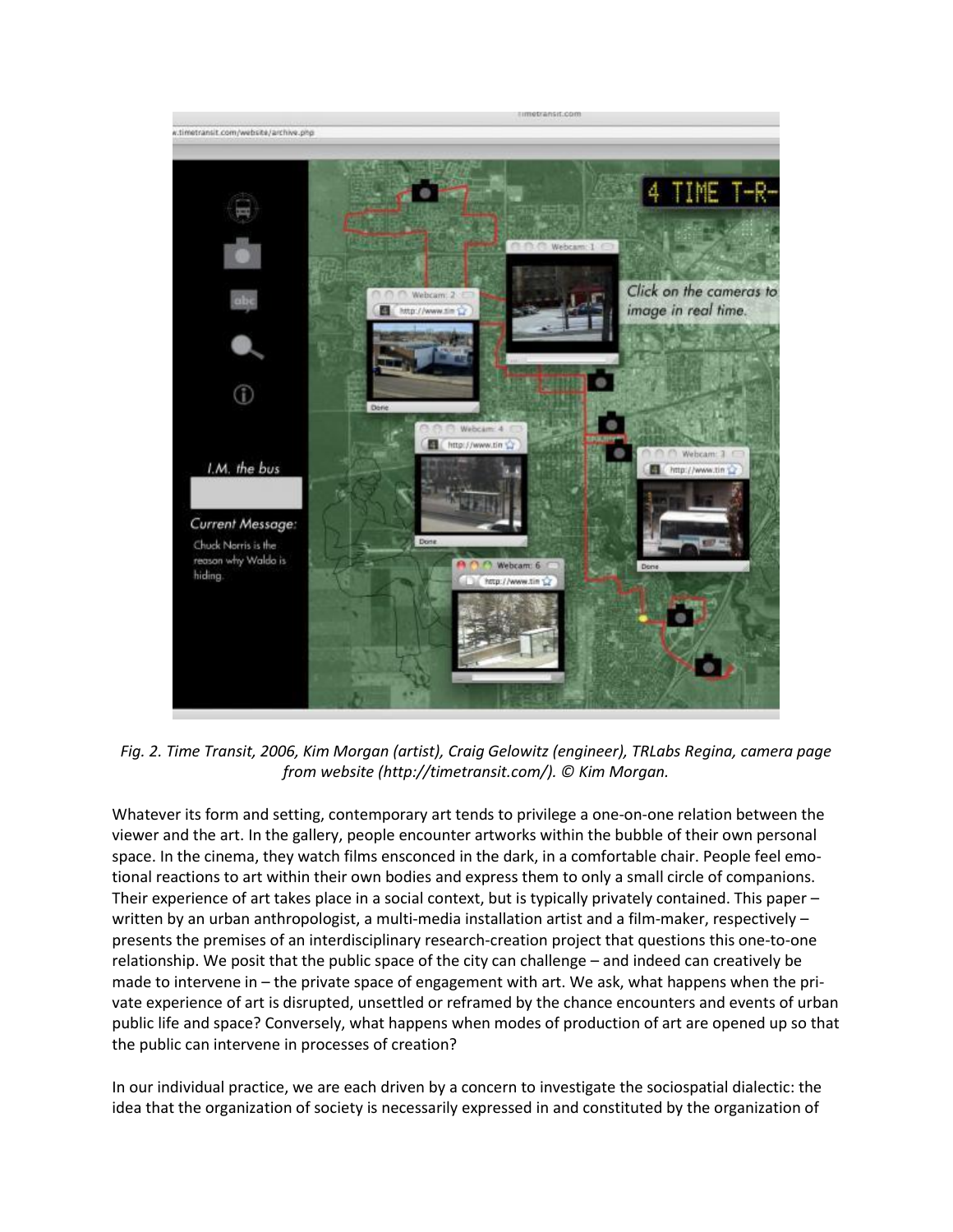*Fig. 2. Time Transit, 2006, Kim Morgan (artist), Craig Gelowitz (engineer), TRLabs Regina, camera page from website (http://timetransit.com/). © Kim Morgan.*

Whatever its form and setting, contemporary art tends to privilege a one-on-one relation between the viewer and the art. In the gallery, people encounter artworks within the bubble of their own personal space. In the cinema, they watch films ensconced in the dark, in a comfortable chair. People feel emotional reactions to art within their own bodies and express them to only a small circle of companions. Their experience of art takes place in a social context, but is typically privately contained. This paper – written by an urban anthropologist, a multi-media installation artist and a film-maker, respectively – presents the premises of an interdisciplinary research-creation project that questions this one-to-one relationship. We posit that the public space of the city can challenge – and indeed can creatively be made to intervene in – the private space of engagement with art. We ask, what happens when the private experience of art is disrupted, unsettled or reframed by the chance encounters and events of urban public life and space? Conversely, what happens when modes of production of art are opened up so that the public can intervene in processes of creation?

In our individual practice, we are each driven by a concern to investigate the sociospatial dialectic: the idea that the organization of society is necessarily expressed in and constituted by the organization of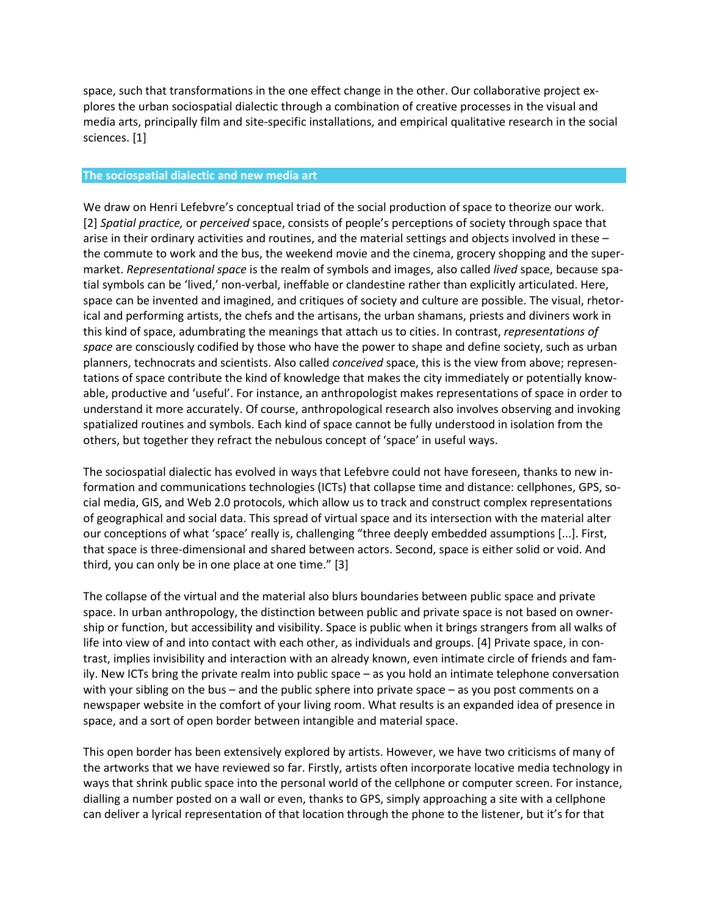space, such that transformations in the one effect change in the other. Our collaborative project explores the urban sociospatial dialectic through a combination of creative processes in the visual and media arts, principally film and site-specific installations, and empirical qualitative research in the social sciences. [1]

## The sociospatial dialectic and new media art

We draw on Henri Lefebvre's conceptual triad of the social production of space to theorize our work. [2] *Spatial practice,* or *perceived* space, consists of people's perceptions of society through space that arise in their ordinary activities and routines, and the material settings and objects involved in these – the commute to work and the bus, the weekend movie and the cinema, grocery shopping and the supermarket. *Representational space* is the realm of symbols and images, also called *lived* space, because spatial symbols can be 'lived,' non-verbal, ineffable or clandestine rather than explicitly articulated. Here, space can be invented and imagined, and critiques of society and culture are possible. The visual, rhetorical and performing artists, the chefs and the artisans, the urban shamans, priests and diviners work in this kind of space, adumbrating the meanings that attach us to cities. In contrast, *representations of space* are consciously codified by those who have the power to shape and define society, such as urban planners, technocrats and scientists. Also called *conceived* space, this is the view from above; representations of space contribute the kind of knowledge that makes the city immediately or potentially knowable, productive and 'useful'. For instance, an anthropologist makes representations of space in order to understand it more accurately. Of course, anthropological research also involves observing and invoking spatialized routines and symbols. Each kind of space cannot be fully understood in isolation from the others, but together they refract the nebulous concept of 'space' in useful ways.

The sociospatial dialectic has evolved in ways that Lefebvre could not have foreseen, thanks to new information and communications technologies (ICTs) that collapse time and distance: cellphones, GPS, social media, GIS, and Web 2.0 protocols, which allow us to track and construct complex representations of geographical and social data. This spread of virtual space and its intersection with the material alter our conceptions of what 'space' really is, challenging "three deeply embedded assumptions [...]. First, that space is three-dimensional and shared between actors. Second, space is either solid or void. And third, you can only be in one place at one time." [3]

The collapse of the virtual and the material also blurs boundaries between public space and private space. In urban anthropology, the distinction between public and private space is not based on ownership or function, but accessibility and visibility. Space is public when it brings strangers from all walks of life into view of and into contact with each other, as individuals and groups. [4] Private space, in contrast, implies invisibility and interaction with an already known, even intimate circle of friends and family. New ICTs bring the private realm into public space – as you hold an intimate telephone conversation with your sibling on the bus – and the public sphere into private space – as you post comments on a newspaper website in the comfort of your living room. What results is an expanded idea of presence in space, and a sort of open border between intangible and material space.

This open border has been extensively explored by artists. However, we have two criticisms of many of the artworks that we have reviewed so far. Firstly, artists often incorporate locative media technology in ways that shrink public space into the personal world of the cellphone or computer screen. For instance, dialling a number posted on a wall or even, thanks to GPS, simply approaching a site with a cellphone can deliver a lyrical representation of that location through the phone to the listener, but it's for that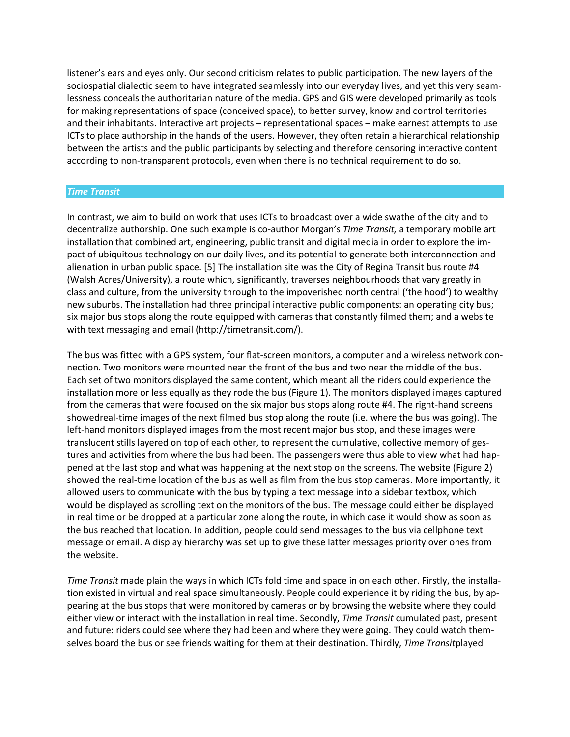listener's ears and eyes only. Our second criticism relates to public participation. The new layers of the sociospatial dialectic seem to have integrated seamlessly into our everyday lives, and yet this very seamlessness conceals the authoritarian nature of the media. GPS and GIS were developed primarily as tools for making representations of space (conceived space), to better survey, know and control territories and their inhabitants. Interactive art projects – representational spaces – make earnest attempts to use ICTs to place authorship in the hands of the users. However, they often retain a hierarchical relationship between the artists and the public participants by selecting and therefore censoring interactive content according to non-transparent protocols, even when there is no technical requirement to do so.

## *Time Transit*

In contrast, we aim to build on work that uses ICTs to broadcast over a wide swathe of the city and to decentralize authorship. One such example is co-author Morgan's *Time Transit,* a temporary mobile art installation that combined art, engineering, public transit and digital media in order to explore the impact of ubiquitous technology on our daily lives, and its potential to generate both interconnection and alienation in urban public space. [5] The installation site was the City of Regina Transit bus route #4 (Walsh Acres/University), a route which, significantly, traverses neighbourhoods that vary greatly in class and culture, from the university through to the impoverished north central ('the hood') to wealthy new suburbs. The installation had three principal interactive public components: an operating city bus; six major bus stops along the route equipped with cameras that constantly filmed them; and a website with text messaging and email (http://timetransit.com/).

The bus was fitted with a GPS system, four flat-screen monitors, a computer and a wireless network connection. Two monitors were mounted near the front of the bus and two near the middle of the bus. Each set of two monitors displayed the same content, which meant all the riders could experience the installation more or less equally as they rode the bus (Figure 1). The monitors displayed images captured from the cameras that were focused on the six major bus stops along route #4. The right-hand screens showedreal-time images of the next filmed bus stop along the route (i.e. where the bus was going). The left-hand monitors displayed images from the most recent major bus stop, and these images were translucent stills layered on top of each other, to represent the cumulative, collective memory of gestures and activities from where the bus had been. The passengers were thus able to view what had happened at the last stop and what was happening at the next stop on the screens. The website (Figure 2) showed the real-time location of the bus as well as film from the bus stop cameras. More importantly, it allowed users to communicate with the bus by typing a text message into a sidebar textbox, which would be displayed as scrolling text on the monitors of the bus. The message could either be displayed in real time or be dropped at a particular zone along the route, in which case it would show as soon as the bus reached that location. In addition, people could send messages to the bus via cellphone text message or email. A display hierarchy was set up to give these latter messages priority over ones from the website.

*Time Transit* made plain the ways in which ICTs fold time and space in on each other. Firstly, the installation existed in virtual and real space simultaneously. People could experience it by riding the bus, by appearing at the bus stops that were monitored by cameras or by browsing the website where they could either view or interact with the installation in real time. Secondly, *Time Transit* cumulated past, present and future: riders could see where they had been and where they were going. They could watch themselves board the bus or see friends waiting for them at their destination. Thirdly, *Time Transit*played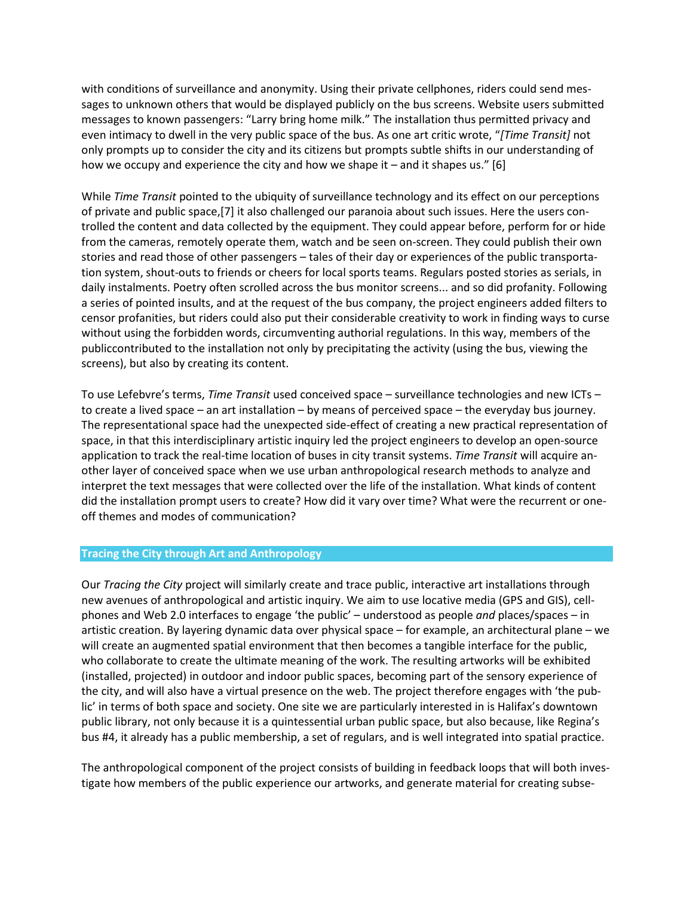with conditions of surveillance and anonymity. Using their private cellphones, riders could send messages to unknown others that would be displayed publicly on the bus screens. Website users submitted messages to known passengers: "Larry bring home milk." The installation thus permitted privacy and even intimacy to dwell in the very public space of the bus. As one art critic wrote, "*[Time Transit]* not only prompts up to consider the city and its citizens but prompts subtle shifts in our understanding of how we occupy and experience the city and how we shape it – and it shapes us." [6]

While *Time Transit* pointed to the ubiquity of surveillance technology and its effect on our perceptions of private and public space,[7] it also challenged our paranoia about such issues. Here the users controlled the content and data collected by the equipment. They could appear before, perform for or hide from the cameras, remotely operate them, watch and be seen on-screen. They could publish their own stories and read those of other passengers – tales of their day or experiences of the public transportation system, shout-outs to friends or cheers for local sports teams. Regulars posted stories as serials, in daily instalments. Poetry often scrolled across the bus monitor screens... and so did profanity. Following a series of pointed insults, and at the request of the bus company, the project engineers added filters to censor profanities, but riders could also put their considerable creativity to work in finding ways to curse without using the forbidden words, circumventing authorial regulations. In this way, members of the publiccontributed to the installation not only by precipitating the activity (using the bus, viewing the screens), but also by creating its content.

To use Lefebvre's terms, *Time Transit* used conceived space – surveillance technologies and new ICTs – to create a lived space – an art installation – by means of perceived space – the everyday bus journey. The representational space had the unexpected side-effect of creating a new practical representation of space, in that this interdisciplinary artistic inquiry led the project engineers to develop an open-source application to track the real-time location of buses in city transit systems. *Time Transit* will acquire another layer of conceived space when we use urban anthropological research methods to analyze and interpret the text messages that were collected over the life of the installation. What kinds of content did the installation prompt users to create? How did it vary over time? What were the recurrent or one-off themes and modes of communication?

## Tracing the City through Art and Anthropology

Our *Tracing the City* project will similarly create and trace public, interactive art installations through new avenues of anthropological and artistic inquiry. We aim to use locative media (GPS and GIS), cellphones and Web 2.0 interfaces to engage 'the public' – understood as people *and* places/spaces – in artistic creation. By layering dynamic data over physical space – for example, an architectural plane – we will create an augmented spatial environment that then becomes a tangible interface for the public, who collaborate to create the ultimate meaning of the work. The resulting artworks will be exhibited (installed, projected) in outdoor and indoor public spaces, becoming part of the sensory experience of the city, and will also have a virtual presence on the web. The project therefore engages with 'the public' in terms of both space and society. One site we are particularly interested in is Halifax's downtown public library, not only because it is a quintessential urban public space, but also because, like Regina's bus #4, it already has a public membership, a set of regulars, and is well integrated into spatial practice.

The anthropological component of the project consists of building in feedback loops that will both investigate how members of the public experience our artworks, and generate material for creating subse-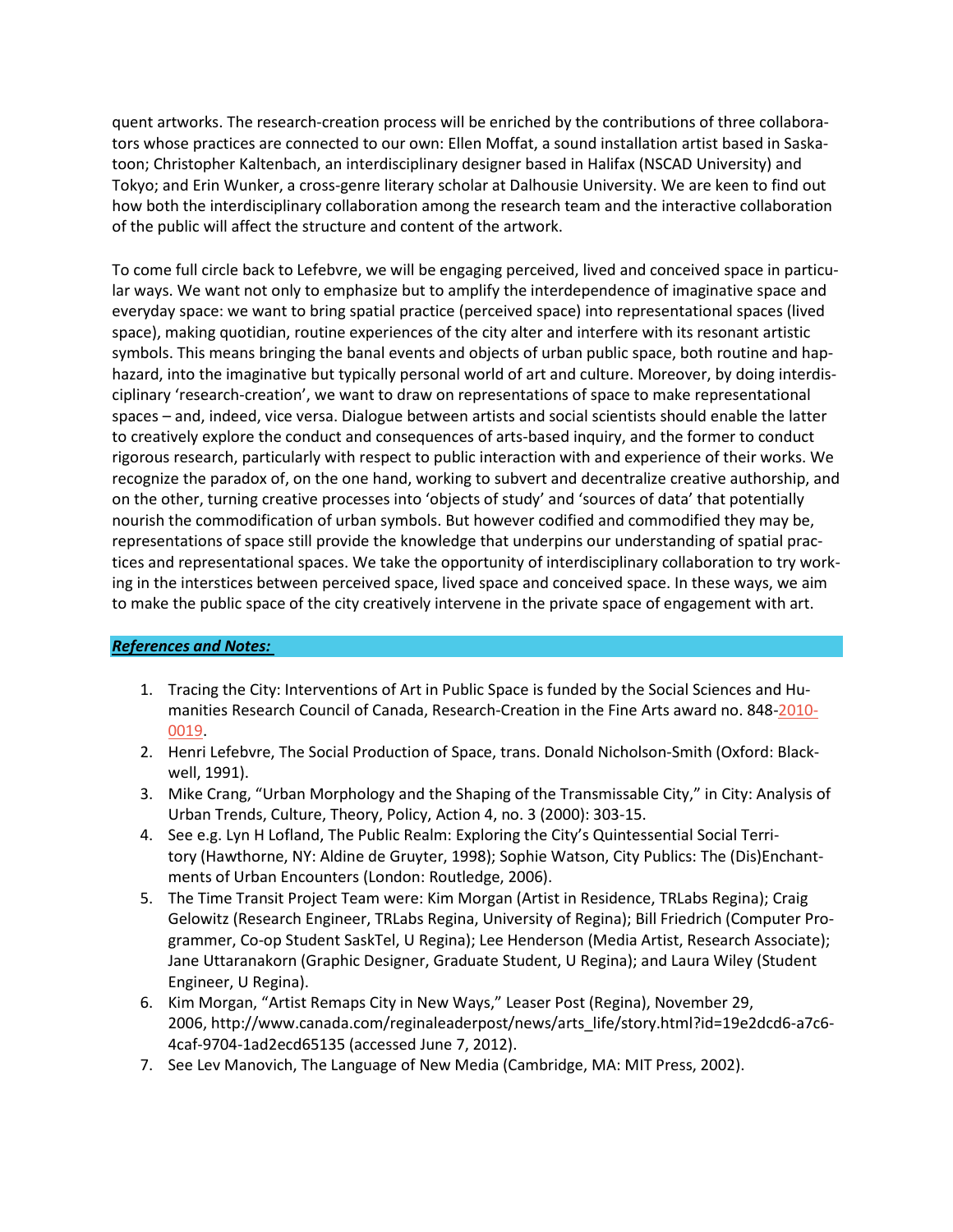quent artworks. The research-creation process will be enriched by the contributions of three collaborators whose practices are connected to our own: Ellen Moffat, a sound installation artist based in Saskatoon; Christopher Kaltenbach, an interdisciplinary designer based in Halifax (NSCAD University) and Tokyo; and Erin Wunker, a cross-genre literary scholar at Dalhousie University. We are keen to find out how both the interdisciplinary collaboration among the research team and the interactive collaboration of the public will affect the structure and content of the artwork.

To come full circle back to Lefebvre, we will be engaging perceived, lived and conceived space in particular ways. We want not only to emphasize but to amplify the interdependence of imaginative space and everyday space: we want to bring spatial practice (perceived space) into representational spaces (lived space), making quotidian, routine experiences of the city alter and interfere with its resonant artistic symbols. This means bringing the banal events and objects of urban public space, both routine and haphazard, into the imaginative but typically personal world of art and culture. Moreover, by doing interdisciplinary 'research-creation', we want to draw on representations of space to make representational spaces – and, indeed, vice versa. Dialogue between artists and social scientists should enable the latter to creatively explore the conduct and consequences of arts-based inquiry, and the former to conduct rigorous research, particularly with respect to public interaction with and experience of their works. We recognize the paradox of, on the one hand, working to subvert and decentralize creative authorship, and on the other, turning creative processes into 'objects of study' and 'sources of data' that potentially nourish the commodification of urban symbols. But however codified and commodified they may be, representations of space still provide the knowledge that underpins our understanding of spatial practices and representational spaces. We take the opportunity of interdisciplinary collaboration to try working in the interstices between perceived space, lived space and conceived space. In these ways, we aim to make the public space of the city creatively intervene in the private space of engagement with art.

***References and Notes:***

1. Tracing the City: Interventions of Art in Public Space is funded by the Social Sciences and Humanities Research Council of Canada, Research-Creation in the Fine Arts award no. 848-2010-0019.
2. Henri Lefebvre, The Social Production of Space, trans. Donald Nicholson-Smith (Oxford: Blackwell, 1991).
3. Mike Crang, "Urban Morphology and the Shaping of the Transmissable City," in City: Analysis of Urban Trends, Culture, Theory, Policy, Action 4, no. 3 (2000): 303-15.
4. See e.g. Lyn H Lofland, The Public Realm: Exploring the City's Quintessential Social Territory (Hawthorne, NY: Aldine de Gruyter, 1998); Sophie Watson, City Publics: The (Dis)Enchantments of Urban Encounters (London: Routledge, 2006).
5. The Time Transit Project Team were: Kim Morgan (Artist in Residence, TRLabs Regina); Craig Gelowitz (Research Engineer, TRLabs Regina, University of Regina); Bill Friedrich (Computer Programmer, Co-op Student SaskTel, U Regina); Lee Henderson (Media Artist, Research Associate); Jane Uttaranakorn (Graphic Designer, Graduate Student, U Regina); and Laura Wiley (Student Engineer, U Regina).
6. Kim Morgan, "Artist Remaps City in New Ways," Leaser Post (Regina), November 29, 2006, http://www.canada.com/reginaleaderpost/news/arts_life/story.html?id=19e2dcd6-a7c6-4caf-9704-1ad2ecd65135 (accessed June 7, 2012).
7. See Lev Manovich, The Language of New Media (Cambridge, MA: MIT Press, 2002).